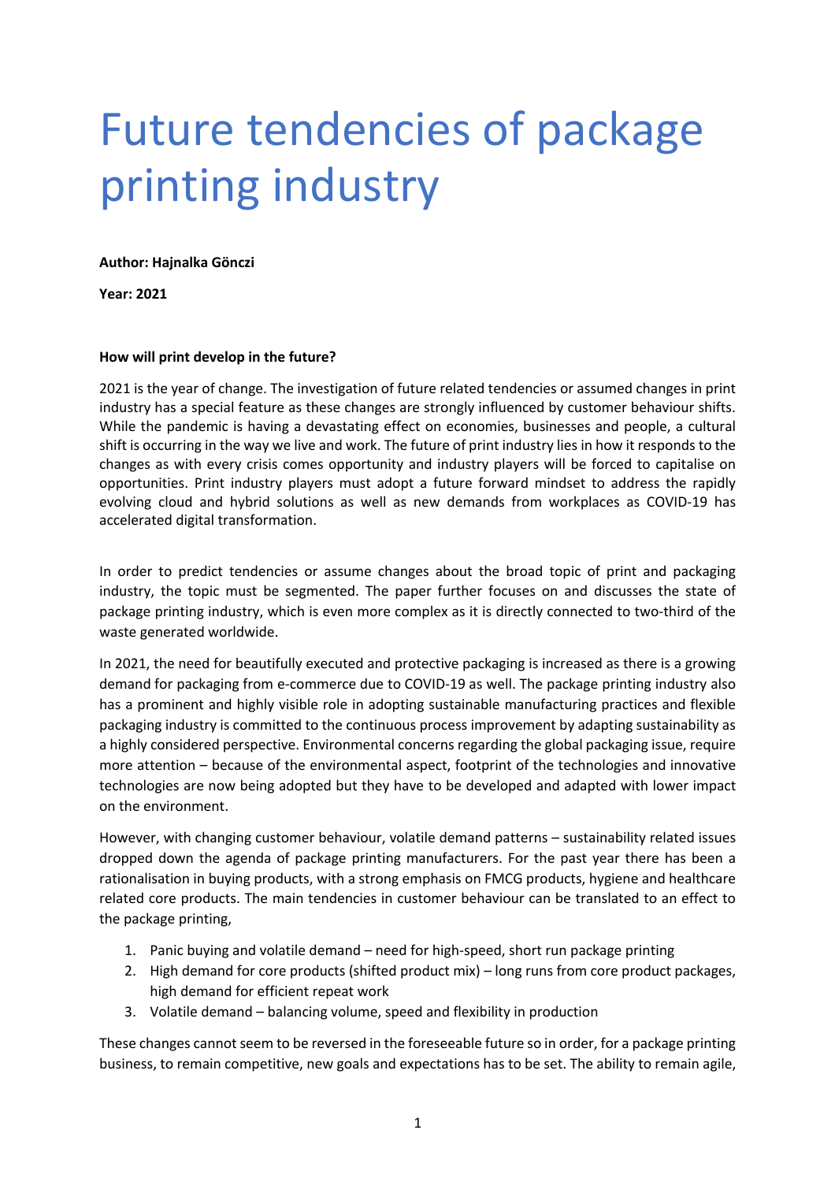# Future tendencies of package printing industry

**Author: Hajnalka Gönczi**

**Year: 2021**

**How will print develop in the future?**

2021 is the year of change. The investigation of future related tendencies or assumed changes in print industry has a special feature as these changes are strongly influenced by customer behaviour shifts. While the pandemic is having a devastating effect on economies, businesses and people, a cultural shift is occurring in the way we live and work. The future of print industry lies in how it responds to the changes as with every crisis comes opportunity and industry players will be forced to capitalise on opportunities. Print industry players must adopt a future forward mindset to address the rapidly evolving cloud and hybrid solutions as well as new demands from workplaces as COVID-19 has accelerated digital transformation.

In order to predict tendencies or assume changes about the broad topic of print and packaging industry, the topic must be segmented. The paper further focuses on and discusses the state of package printing industry, which is even more complex as it is directly connected to two-third of the waste generated worldwide.

In 2021, the need for beautifully executed and protective packaging is increased as there is a growing demand for packaging from e-commerce due to COVID-19 as well. The package printing industry also has a prominent and highly visible role in adopting sustainable manufacturing practices and flexible packaging industry is committed to the continuous process improvement by adapting sustainability as a highly considered perspective. Environmental concerns regarding the global packaging issue, require more attention – because of the environmental aspect, footprint of the technologies and innovative technologies are now being adopted but they have to be developed and adapted with lower impact on the environment.

However, with changing customer behaviour, volatile demand patterns – sustainability related issues dropped down the agenda of package printing manufacturers. For the past year there has been a rationalisation in buying products, with a strong emphasis on FMCG products, hygiene and healthcare related core products. The main tendencies in customer behaviour can be translated to an effect to the package printing,

1. Panic buying and volatile demand – need for high-speed, short run package printing
2. High demand for core products (shifted product mix) – long runs from core product packages, high demand for efficient repeat work
3. Volatile demand – balancing volume, speed and flexibility in production

These changes cannot seem to be reversed in the foreseeable future so in order, for a package printing business, to remain competitive, new goals and expectations has to be set. The ability to remain agile,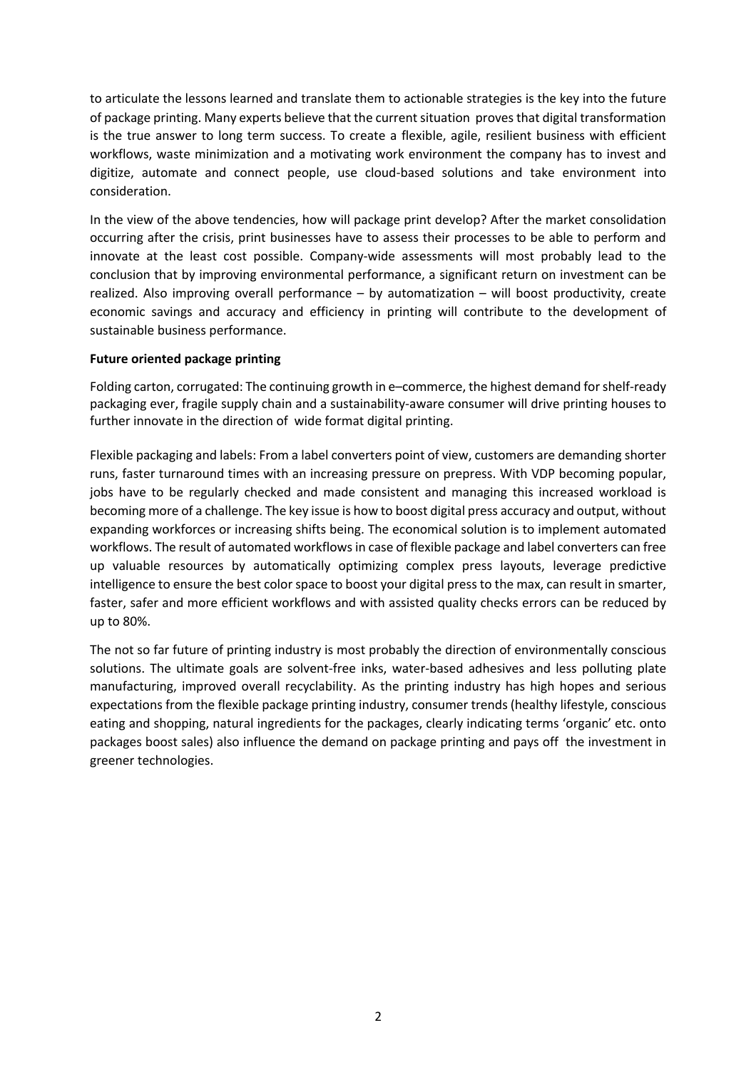to articulate the lessons learned and translate them to actionable strategies is the key into the future of package printing. Many experts believe that the current situation proves that digital transformation is the true answer to long term success. To create a flexible, agile, resilient business with efficient workflows, waste minimization and a motivating work environment the company has to invest and digitize, automate and connect people, use cloud-based solutions and take environment into consideration.

In the view of the above tendencies, how will package print develop? After the market consolidation occurring after the crisis, print businesses have to assess their processes to be able to perform and innovate at the least cost possible. Company-wide assessments will most probably lead to the conclusion that by improving environmental performance, a significant return on investment can be realized. Also improving overall performance – by automatization – will boost productivity, create economic savings and accuracy and efficiency in printing will contribute to the development of sustainable business performance.

**Future oriented package printing**

Folding carton, corrugated: The continuing growth in e–commerce, the highest demand for shelf-ready packaging ever, fragile supply chain and a sustainability-aware consumer will drive printing houses to further innovate in the direction of wide format digital printing.

Flexible packaging and labels: From a label converters point of view, customers are demanding shorter runs, faster turnaround times with an increasing pressure on prepress. With VDP becoming popular, jobs have to be regularly checked and made consistent and managing this increased workload is becoming more of a challenge. The key issue is how to boost digital press accuracy and output, without expanding workforces or increasing shifts being. The economical solution is to implement automated workflows. The result of automated workflows in case of flexible package and label converters can free up valuable resources by automatically optimizing complex press layouts, leverage predictive intelligence to ensure the best color space to boost your digital press to the max, can result in smarter, faster, safer and more efficient workflows and with assisted quality checks errors can be reduced by up to 80%.

The not so far future of printing industry is most probably the direction of environmentally conscious solutions. The ultimate goals are solvent-free inks, water-based adhesives and less polluting plate manufacturing, improved overall recyclability. As the printing industry has high hopes and serious expectations from the flexible package printing industry, consumer trends (healthy lifestyle, conscious eating and shopping, natural ingredients for the packages, clearly indicating terms 'organic' etc. onto packages boost sales) also influence the demand on package printing and pays off the investment in greener technologies.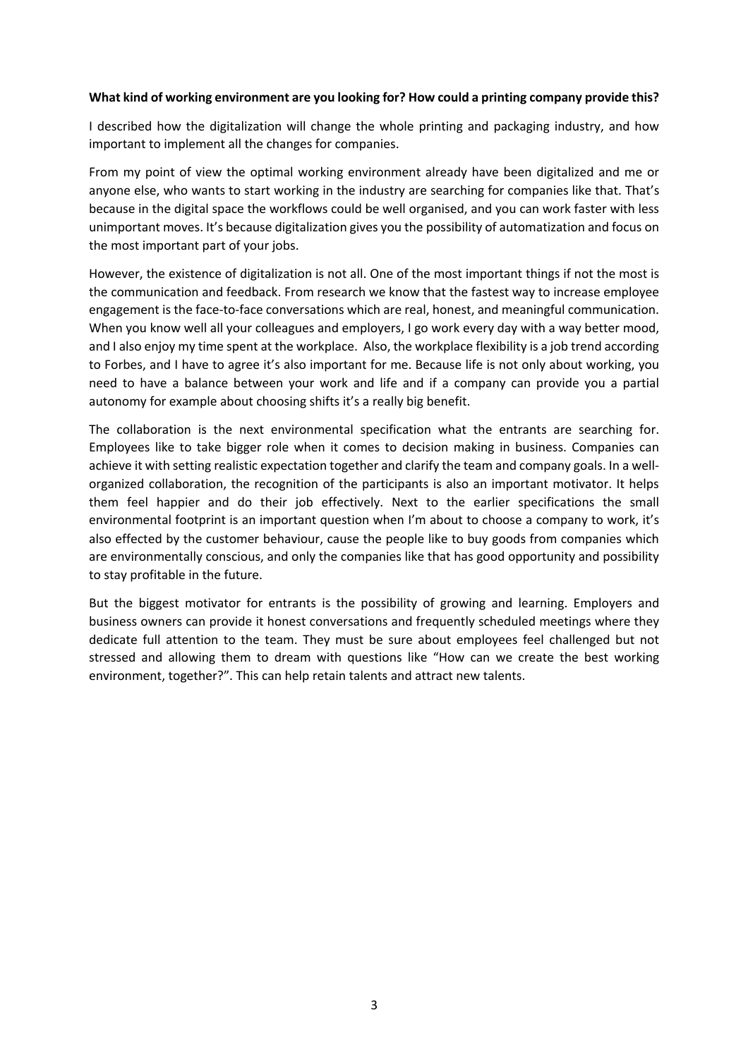**What kind of working environment are you looking for? How could a printing company provide this?**

I described how the digitalization will change the whole printing and packaging industry, and how important to implement all the changes for companies.

From my point of view the optimal working environment already have been digitalized and me or anyone else, who wants to start working in the industry are searching for companies like that. That's because in the digital space the workflows could be well organised, and you can work faster with less unimportant moves. It's because digitalization gives you the possibility of automatization and focus on the most important part of your jobs.

However, the existence of digitalization is not all. One of the most important things if not the most is the communication and feedback. From research we know that the fastest way to increase employee engagement is the face-to-face conversations which are real, honest, and meaningful communication. When you know well all your colleagues and employers, I go work every day with a way better mood, and I also enjoy my time spent at the workplace. Also, the workplace flexibility is a job trend according to Forbes, and I have to agree it's also important for me. Because life is not only about working, you need to have a balance between your work and life and if a company can provide you a partial autonomy for example about choosing shifts it's a really big benefit.

The collaboration is the next environmental specification what the entrants are searching for. Employees like to take bigger role when it comes to decision making in business. Companies can achieve it with setting realistic expectation together and clarify the team and company goals. In a well-organized collaboration, the recognition of the participants is also an important motivator. It helps them feel happier and do their job effectively. Next to the earlier specifications the small environmental footprint is an important question when I'm about to choose a company to work, it's also effected by the customer behaviour, cause the people like to buy goods from companies which are environmentally conscious, and only the companies like that has good opportunity and possibility to stay profitable in the future.

But the biggest motivator for entrants is the possibility of growing and learning. Employers and business owners can provide it honest conversations and frequently scheduled meetings where they dedicate full attention to the team. They must be sure about employees feel challenged but not stressed and allowing them to dream with questions like "How can we create the best working environment, together?". This can help retain talents and attract new talents.